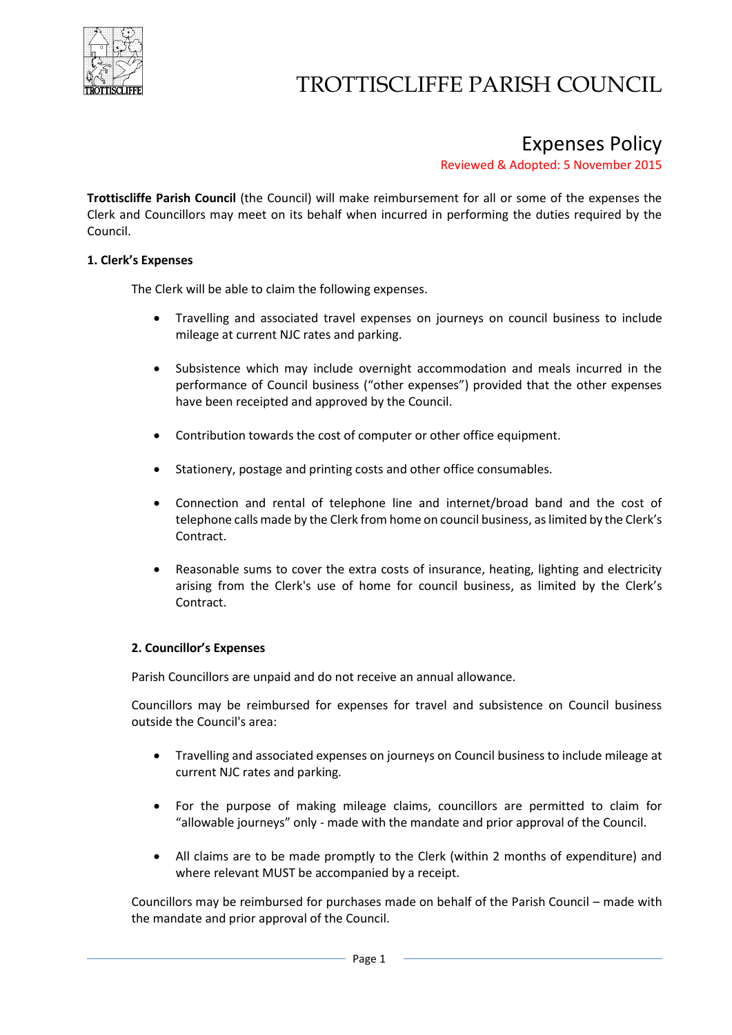# TROTTISCLIFFE PARISH COUNCIL

## Expenses Policy

Reviewed & Adopted: 5 November 2015

**Trottiscliffe Parish Council** (the Council) will make reimbursement for all or some of the expenses the Clerk and Councillors may meet on its behalf when incurred in performing the duties required by the Council.

### 1. Clerk's Expenses

The Clerk will be able to claim the following expenses.

- Travelling and associated travel expenses on journeys on council business to include mileage at current NJC rates and parking.
- Subsistence which may include overnight accommodation and meals incurred in the performance of Council business ("other expenses") provided that the other expenses have been receipted and approved by the Council.
- Contribution towards the cost of computer or other office equipment.
- Stationery, postage and printing costs and other office consumables.
- Connection and rental of telephone line and internet/broad band and the cost of telephone calls made by the Clerk from home on council business, as limited by the Clerk's Contract.
- Reasonable sums to cover the extra costs of insurance, heating, lighting and electricity arising from the Clerk's use of home for council business, as limited by the Clerk's Contract.

### 2. Councillor's Expenses

Parish Councillors are unpaid and do not receive an annual allowance.

Councillors may be reimbursed for expenses for travel and subsistence on Council business outside the Council's area:

- Travelling and associated expenses on journeys on Council business to include mileage at current NJC rates and parking.
- For the purpose of making mileage claims, councillors are permitted to claim for "allowable journeys" only - made with the mandate and prior approval of the Council.
- All claims are to be made promptly to the Clerk (within 2 months of expenditure) and where relevant MUST be accompanied by a receipt.

Councillors may be reimbursed for purchases made on behalf of the Parish Council – made with the mandate and prior approval of the Council.